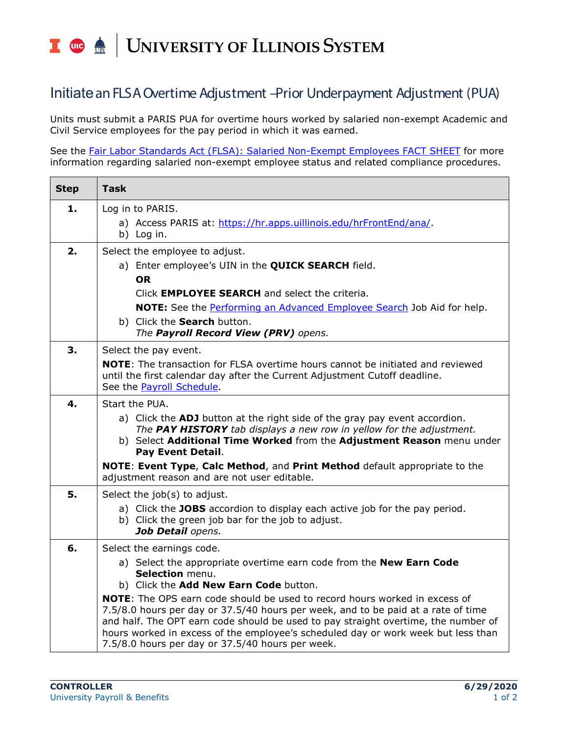UNIVERSITY OF ILLINOIS SYSTEM

# Initiate an FLSA Overtime Adjustment –Prior Underpayment Adjustment (PUA)

Units must submit a PARIS PUA for overtime hours worked by salaried non-exempt Academic and Civil Service employees for the pay period in which it was earned.

See the Fair Labor Standards Act (FLSA): Salaried Non-Exempt Employees FACT SHEET for more information regarding salaried non-exempt employee status and related compliance procedures.

| Step | Task |
|---|---|
| **1.** | Log in to PARIS.<br>a) Access PARIS at: https://hr.apps.uillinois.edu/hrFrontEnd/ana/.<br>b) Log in. |
| **2.** | Select the employee to adjust.<br>a) Enter employee's UIN in the **QUICK SEARCH** field.<br>**OR**<br>Click **EMPLOYEE SEARCH** and select the criteria.<br>**NOTE:** See the Performing an Advanced Employee Search Job Aid for help.<br>b) Click the **Search** button.<br>*The **Payroll Record View (PRV)** opens.* |
| **3.** | Select the pay event.<br>**NOTE**: The transaction for FLSA overtime hours cannot be initiated and reviewed until the first calendar day after the Current Adjustment Cutoff deadline.<br>See the Payroll Schedule. |
| **4.** | Start the PUA.<br>a) Click the **ADJ** button at the right side of the gray pay event accordion.<br>*The **PAY HISTORY** tab displays a new row in yellow for the adjustment.*<br>b) Select **Additional Time Worked** from the **Adjustment Reason** menu under **Pay Event Detail**.<br>**NOTE**: **Event Type**, **Calc Method**, and **Print Method** default appropriate to the adjustment reason and are not user editable. |
| **5.** | Select the job(s) to adjust.<br>a) Click the **JOBS** accordion to display each active job for the pay period.<br>b) Click the green job bar for the job to adjust.<br>***Job Detail** opens.* |
| **6.** | Select the earnings code.<br>a) Select the appropriate overtime earn code from the **New Earn Code Selection** menu.<br>b) Click the **Add New Earn Code** button.<br>**NOTE**: The OPS earn code should be used to record hours worked in excess of 7.5/8.0 hours per day or 37.5/40 hours per week, and to be paid at a rate of time and half. The OPT earn code should be used to pay straight overtime, the number of hours worked in excess of the employee's scheduled day or work week but less than 7.5/8.0 hours per day or 37.5/40 hours per week. |

**CONTROLLER**
University Payroll & Benefits

**6/29/2020**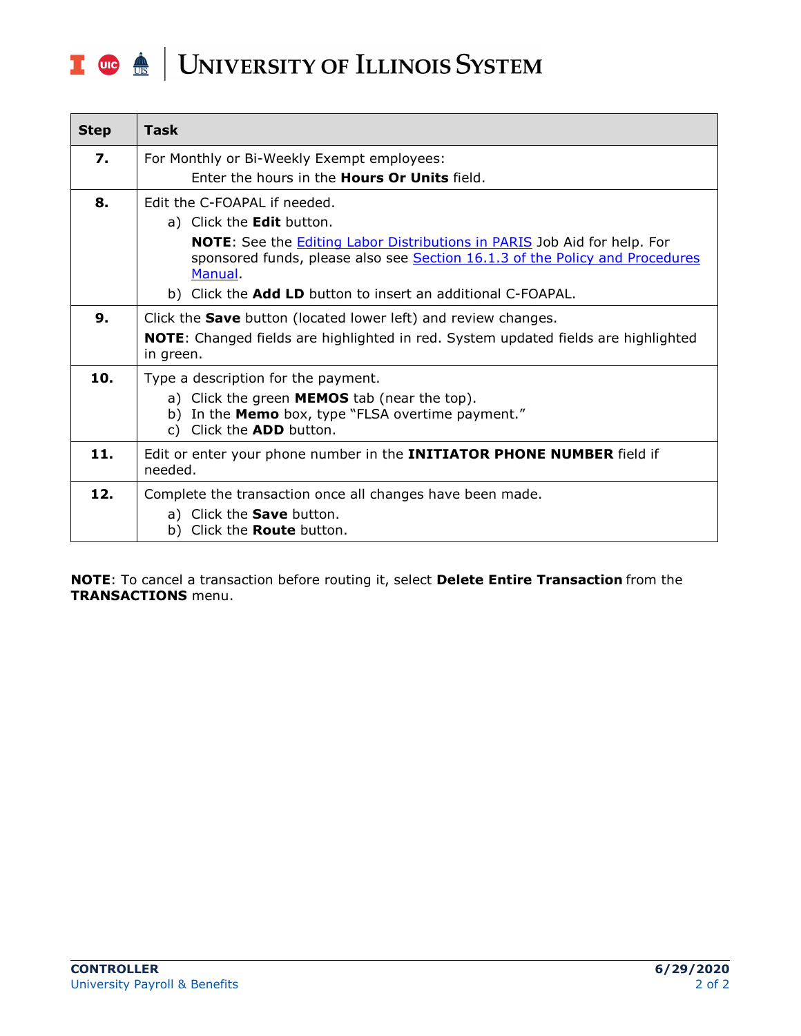| Step | Task |
|---|---|
| **7.** | For Monthly or Bi-Weekly Exempt employees: Enter the hours in the **Hours Or Units** field. |
| **8.** | Edit the C-FOAPAL if needed.<br>a) Click the **Edit** button.<br>**NOTE**: See the Editing Labor Distributions in PARIS Job Aid for help. For sponsored funds, please also see Section 16.1.3 of the Policy and Procedures Manual.<br>b) Click the **Add LD** button to insert an additional C-FOAPAL. |
| **9.** | Click the **Save** button (located lower left) and review changes.<br>**NOTE**: Changed fields are highlighted in red. System updated fields are highlighted in green. |
| **10.** | Type a description for the payment.<br>a) Click the green **MEMOS** tab (near the top).<br>b) In the **Memo** box, type "FLSA overtime payment."<br>c) Click the **ADD** button. |
| **11.** | Edit or enter your phone number in the **INITIATOR PHONE NUMBER** field if needed. |
| **12.** | Complete the transaction once all changes have been made.<br>a) Click the **Save** button.<br>b) Click the **Route** button. |

**NOTE**: To cancel a transaction before routing it, select **Delete Entire Transaction** from the **TRANSACTIONS** menu.